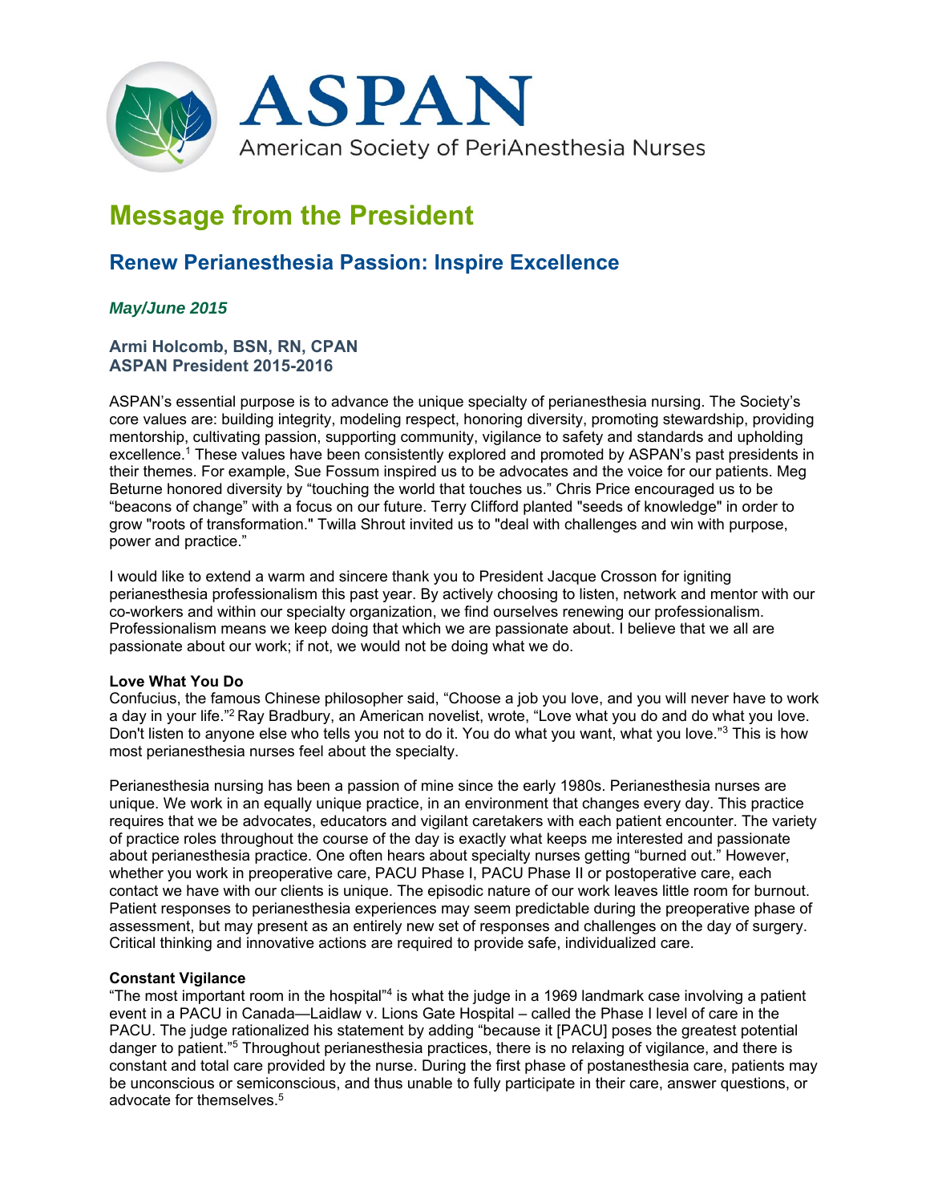ASPAN

American Society of PeriAnesthesia Nurses

# Message from the President

## Renew Perianesthesia Passion: Inspire Excellence

***May/June 2015***

**Armi Holcomb, BSN, RN, CPAN**
**ASPAN President 2015-2016**

ASPAN's essential purpose is to advance the unique specialty of perianesthesia nursing. The Society's core values are: building integrity, modeling respect, honoring diversity, promoting stewardship, providing mentorship, cultivating passion, supporting community, vigilance to safety and standards and upholding excellence.[1] These values have been consistently explored and promoted by ASPAN's past presidents in their themes. For example, Sue Fossum inspired us to be advocates and the voice for our patients. Meg Beturne honored diversity by "touching the world that touches us." Chris Price encouraged us to be "beacons of change" with a focus on our future. Terry Clifford planted "seeds of knowledge" in order to grow "roots of transformation." Twilla Shrout invited us to "deal with challenges and win with purpose, power and practice."

I would like to extend a warm and sincere thank you to President Jacque Crosson for igniting perianesthesia professionalism this past year. By actively choosing to listen, network and mentor with our co-workers and within our specialty organization, we find ourselves renewing our professionalism. Professionalism means we keep doing that which we are passionate about. I believe that we all are passionate about our work; if not, we would not be doing what we do.

**Love What You Do**
Confucius, the famous Chinese philosopher said, "Choose a job you love, and you will never have to work a day in your life."[2] Ray Bradbury, an American novelist, wrote, "Love what you do and do what you love. Don't listen to anyone else who tells you not to do it. You do what you want, what you love."[3] This is how most perianesthesia nurses feel about the specialty.

Perianesthesia nursing has been a passion of mine since the early 1980s. Perianesthesia nurses are unique. We work in an equally unique practice, in an environment that changes every day. This practice requires that we be advocates, educators and vigilant caretakers with each patient encounter. The variety of practice roles throughout the course of the day is exactly what keeps me interested and passionate about perianesthesia practice. One often hears about specialty nurses getting "burned out." However, whether you work in preoperative care, PACU Phase I, PACU Phase II or postoperative care, each contact we have with our clients is unique. The episodic nature of our work leaves little room for burnout. Patient responses to perianesthesia experiences may seem predictable during the preoperative phase of assessment, but may present as an entirely new set of responses and challenges on the day of surgery. Critical thinking and innovative actions are required to provide safe, individualized care.

**Constant Vigilance**
"The most important room in the hospital"[4] is what the judge in a 1969 landmark case involving a patient event in a PACU in Canada—Laidlaw v. Lions Gate Hospital – called the Phase I level of care in the PACU. The judge rationalized his statement by adding "because it [PACU] poses the greatest potential danger to patient."[5] Throughout perianesthesia practices, there is no relaxing of vigilance, and there is constant and total care provided by the nurse. During the first phase of postanesthesia care, patients may be unconscious or semiconscious, and thus unable to fully participate in their care, answer questions, or advocate for themselves.[5]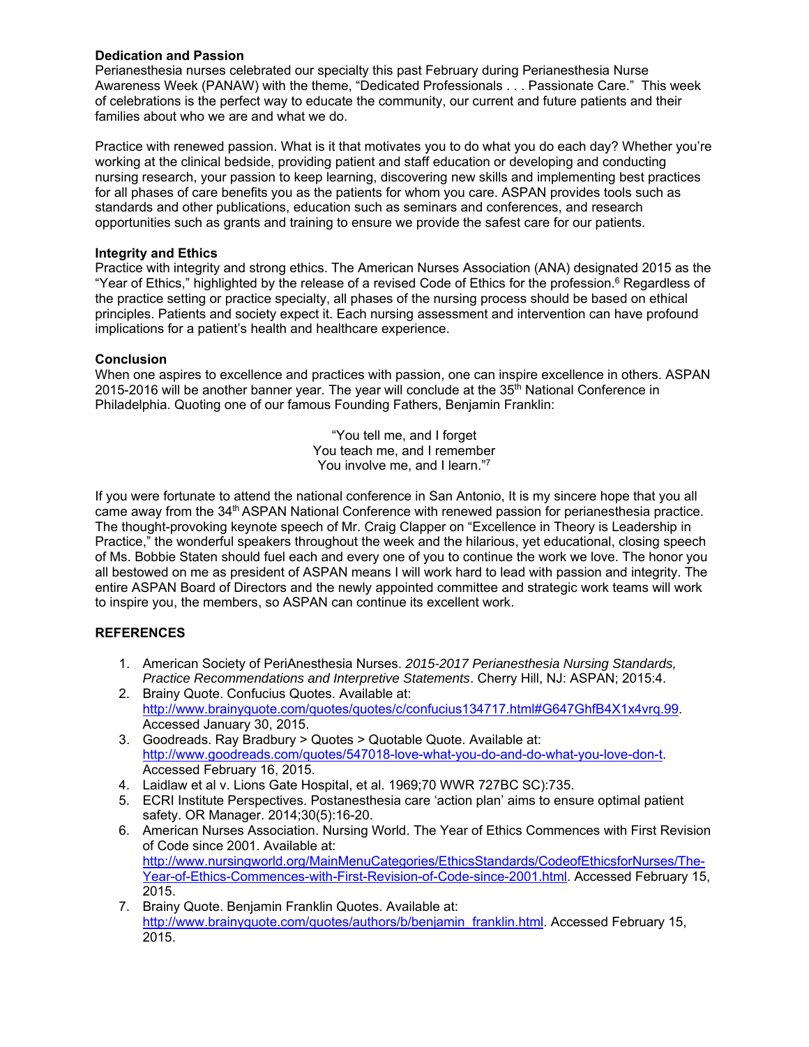### Dedication and Passion

Perianesthesia nurses celebrated our specialty this past February during Perianesthesia Nurse Awareness Week (PANAW) with the theme, "Dedicated Professionals . . . Passionate Care." This week of celebrations is the perfect way to educate the community, our current and future patients and their families about who we are and what we do.

Practice with renewed passion. What is it that motivates you to do what you do each day? Whether you're working at the clinical bedside, providing patient and staff education or developing and conducting nursing research, your passion to keep learning, discovering new skills and implementing best practices for all phases of care benefits you as the patients for whom you care. ASPAN provides tools such as standards and other publications, education such as seminars and conferences, and research opportunities such as grants and training to ensure we provide the safest care for our patients.

### Integrity and Ethics

Practice with integrity and strong ethics. The American Nurses Association (ANA) designated 2015 as the "Year of Ethics," highlighted by the release of a revised Code of Ethics for the profession.[6] Regardless of the practice setting or practice specialty, all phases of the nursing process should be based on ethical principles. Patients and society expect it. Each nursing assessment and intervention can have profound implications for a patient's health and healthcare experience.

### Conclusion

When one aspires to excellence and practices with passion, one can inspire excellence in others. ASPAN 2015-2016 will be another banner year. The year will conclude at the 35th National Conference in Philadelphia. Quoting one of our famous Founding Fathers, Benjamin Franklin:

> "You tell me, and I forget
> You teach me, and I remember
> You involve me, and I learn."[7]

If you were fortunate to attend the national conference in San Antonio, It is my sincere hope that you all came away from the 34th ASPAN National Conference with renewed passion for perianesthesia practice. The thought-provoking keynote speech of Mr. Craig Clapper on "Excellence in Theory is Leadership in Practice," the wonderful speakers throughout the week and the hilarious, yet educational, closing speech of Ms. Bobbie Staten should fuel each and every one of you to continue the work we love. The honor you all bestowed on me as president of ASPAN means I will work hard to lead with passion and integrity. The entire ASPAN Board of Directors and the newly appointed committee and strategic work teams will work to inspire you, the members, so ASPAN can continue its excellent work.

### REFERENCES

1. American Society of PeriAnesthesia Nurses. *2015-2017 Perianesthesia Nursing Standards, Practice Recommendations and Interpretive Statements*. Cherry Hill, NJ: ASPAN; 2015:4.
2. Brainy Quote. Confucius Quotes. Available at: http://www.brainyquote.com/quotes/quotes/c/confucius134717.html#G647GhfB4X1x4vrq.99. Accessed January 30, 2015.
3. Goodreads. Ray Bradbury > Quotes > Quotable Quote. Available at: http://www.goodreads.com/quotes/547018-love-what-you-do-and-do-what-you-love-don-t. Accessed February 16, 2015.
4. Laidlaw et al v. Lions Gate Hospital, et al. 1969;70 WWR 727BC SC):735.
5. ECRI Institute Perspectives. Postanesthesia care 'action plan' aims to ensure optimal patient safety. OR Manager. 2014;30(5):16-20.
6. American Nurses Association. Nursing World. The Year of Ethics Commences with First Revision of Code since 2001. Available at: http://www.nursingworld.org/MainMenuCategories/EthicsStandards/CodeofEthicsforNurses/The-Year-of-Ethics-Commences-with-First-Revision-of-Code-since-2001.html. Accessed February 15, 2015.
7. Brainy Quote. Benjamin Franklin Quotes. Available at: http://www.brainyquote.com/quotes/authors/b/benjamin_franklin.html. Accessed February 15, 2015.